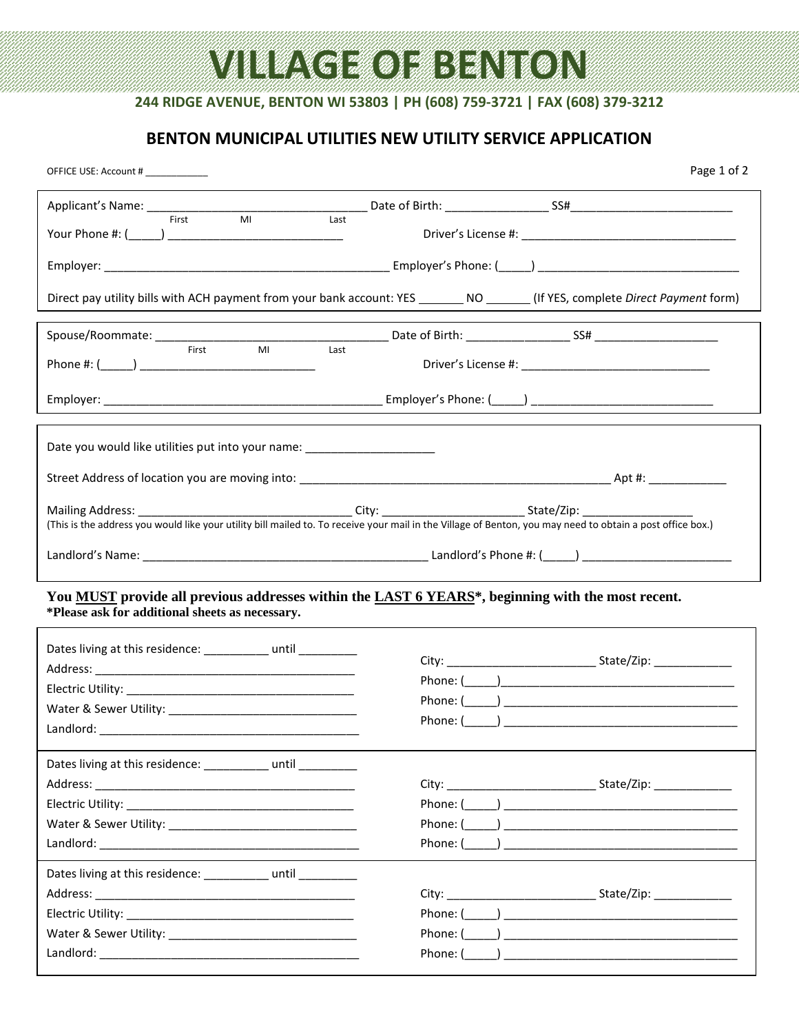# VILLAGE OF BENTON

**244 RIDGE AVENUE, BENTON WI 53803 | PH (608) 759-3721 | FAX (608) 379-3212**

## BENTON MUNICIPAL UTILITIES NEW UTILITY SERVICE APPLICATION

OFFICE USE: Account # ____________

Applicant's Name: _________________________________ Date of Birth: ________________ SS#_________________________
First MI Last

Your Phone #: (_____) ___________________________ Driver's License #: _________________________________

Employer: ____________________________________________ Employer's Phone: (_____) _______________________________

Direct pay utility bills with ACH payment from your bank account: YES _______ NO _______ (If YES, complete *Direct Payment* form)

Spouse/Roommate: ___________________________________ Date of Birth: ________________ SS# ___________________
First MI Last

Phone #: (_____) ___________________________ Driver's License #: _____________________________

Employer: ___________________________________________ Employer's Phone: (_____) ___________________________

Date you would like utilities put into your name: ____________________

Street Address of location you are moving into: ________________________________________________ Apt #: ____________

Mailing Address: _________________________________ City: ______________________ State/Zip: _________________
(This is the address you would like your utility bill mailed to. To receive your mail in the Village of Benton, you may need to obtain a post office box.)

Landlord's Name: ____________________________________________ Landlord's Phone #: (_____) _______________________

**You MUST provide all previous addresses within the LAST 6 YEARS\*, beginning with the most recent.**
**\*Please ask for additional sheets as necessary.**

Dates living at this residence: __________ until _________
Address: ________________________________________ City: _______________________ State/Zip: ____________
Electric Utility: ___________________________________ Phone: (_____)_____________________________________
Water & Sewer Utility: ______________________________ Phone: (_____) _____________________________________
Landlord: _________________________________________ Phone: (_____) _____________________________________

Dates living at this residence: __________ until _________
Address: ________________________________________ City: _______________________ State/Zip: ____________
Electric Utility: ___________________________________ Phone: (_____) _____________________________________
Water & Sewer Utility: ______________________________ Phone: (_____) _____________________________________
Landlord: _________________________________________ Phone: (_____) _____________________________________

Dates living at this residence: __________ until _________
Address: ________________________________________ City: _______________________ State/Zip: ____________
Electric Utility: ___________________________________ Phone: (_____) _____________________________________
Water & Sewer Utility: ______________________________ Phone: (_____) _____________________________________
Landlord: _________________________________________ Phone: (_____) _____________________________________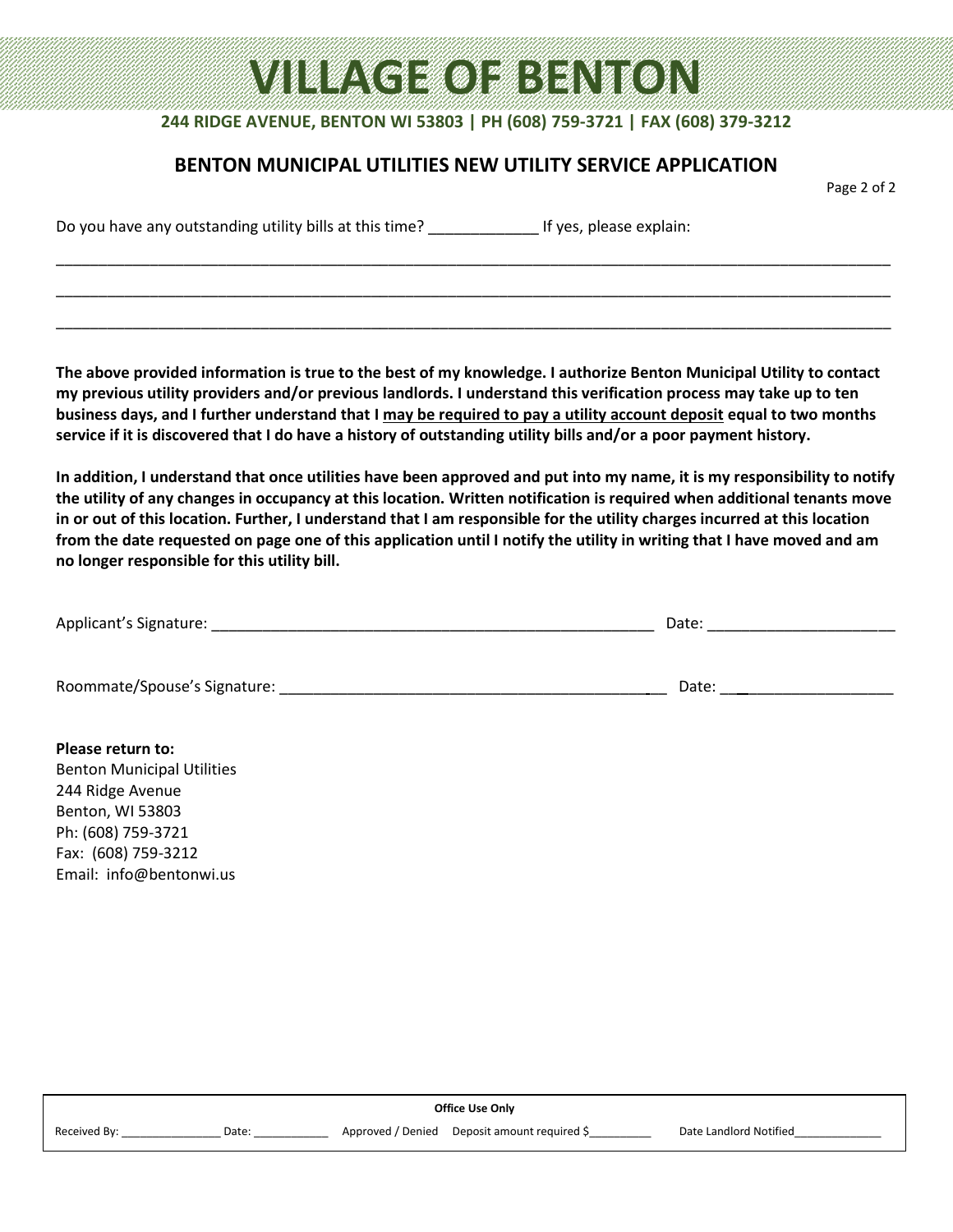# VILLAGE OF BENTON

**244 RIDGE AVENUE, BENTON WI 53803 | PH (608) 759-3721 | FAX (608) 379-3212**

## BENTON MUNICIPAL UTILITIES NEW UTILITY SERVICE APPLICATION

Do you have any outstanding utility bills at this time? _____________ If yes, please explain:

_______________________________________________________________________________________________

_______________________________________________________________________________________________

_______________________________________________________________________________________________

**The above provided information is true to the best of my knowledge. I authorize Benton Municipal Utility to contact my previous utility providers and/or previous landlords. I understand this verification process may take up to ten business days, and I further understand that I <u>may be required to pay a utility account deposit</u> equal to two months service if it is discovered that I do have a history of outstanding utility bills and/or a poor payment history.**

**In addition, I understand that once utilities have been approved and put into my name, it is my responsibility to notify the utility of any changes in occupancy at this location. Written notification is required when additional tenants move in or out of this location. Further, I understand that I am responsible for the utility charges incurred at this location from the date requested on page one of this application until I notify the utility in writing that I have moved and am no longer responsible for this utility bill.**

Applicant's Signature: _______________________________________________________ Date: ______________________

Roommate/Spouse's Signature: _______________________________________________ Date: ____________________

**Please return to:**
Benton Municipal Utilities
244 Ridge Avenue
Benton, WI 53803
Ph: (608) 759-3721
Fax: (608) 759-3212
Email: info@bentonwi.us

| Office Use Only | | | | |
|---|---|---|---|---|
| Received By: ________________ | Date: ____________ | Approved / Denied | Deposit amount required $__________ | Date Landlord Notified______________ |